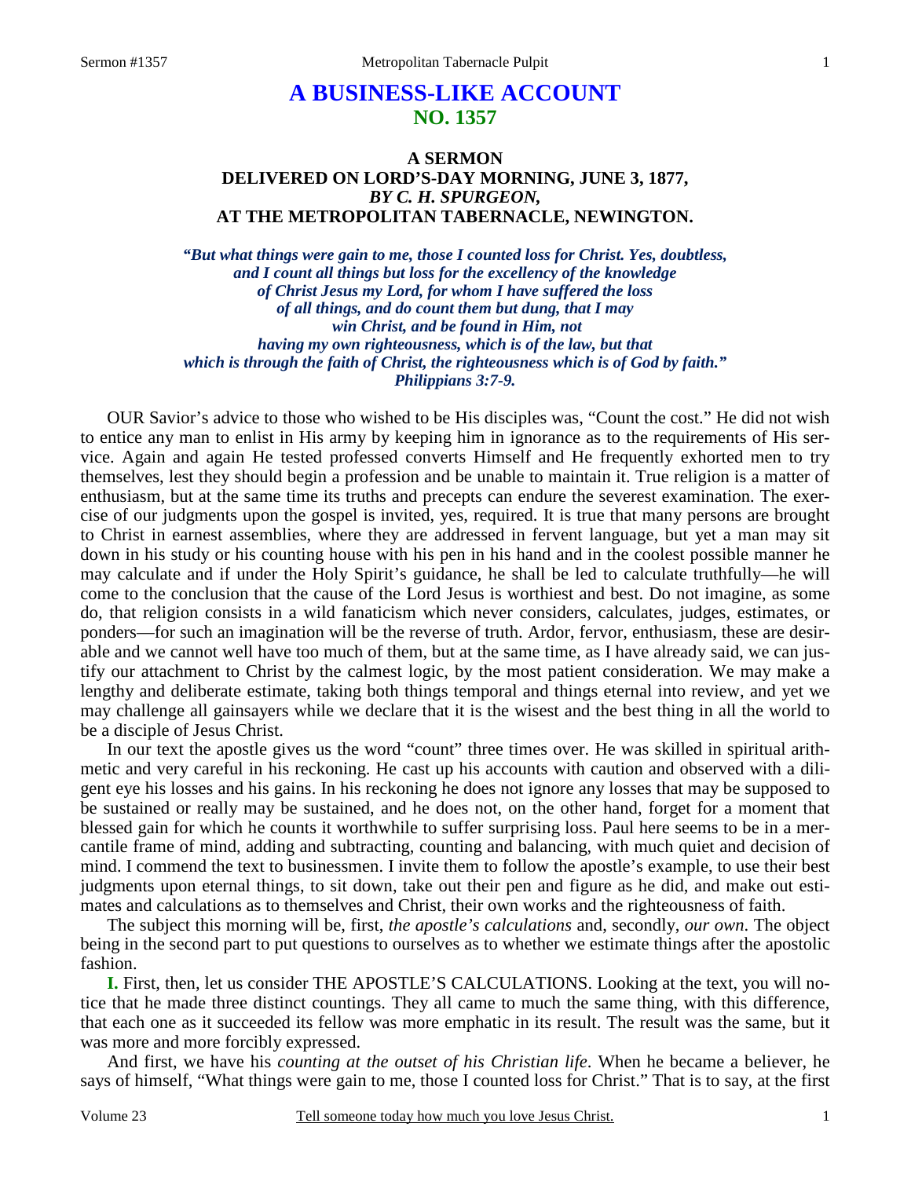# A BUSINESS-LIKE ACCOUNT
## NO. 1357

### A SERMON
### DELIVERED ON LORD'S-DAY MORNING, JUNE 3, 1877,
### *BY C. H. SPURGEON,*
### AT THE METROPOLITAN TABERNACLE, NEWINGTON.

***"But what things were gain to me, those I counted loss for Christ. Yes, doubtless, and I count all things but loss for the excellency of the knowledge of Christ Jesus my Lord, for whom I have suffered the loss of all things, and do count them but dung, that I may win Christ, and be found in Him, not having my own righteousness, which is of the law, but that which is through the faith of Christ, the righteousness which is of God by faith." Philippians 3:7-9.***

OUR Savior's advice to those who wished to be His disciples was, "Count the cost." He did not wish to entice any man to enlist in His army by keeping him in ignorance as to the requirements of His service. Again and again He tested professed converts Himself and He frequently exhorted men to try themselves, lest they should begin a profession and be unable to maintain it. True religion is a matter of enthusiasm, but at the same time its truths and precepts can endure the severest examination. The exercise of our judgments upon the gospel is invited, yes, required. It is true that many persons are brought to Christ in earnest assemblies, where they are addressed in fervent language, but yet a man may sit down in his study or his counting house with his pen in his hand and in the coolest possible manner he may calculate and if under the Holy Spirit's guidance, he shall be led to calculate truthfully—he will come to the conclusion that the cause of the Lord Jesus is worthiest and best. Do not imagine, as some do, that religion consists in a wild fanaticism which never considers, calculates, judges, estimates, or ponders—for such an imagination will be the reverse of truth. Ardor, fervor, enthusiasm, these are desirable and we cannot well have too much of them, but at the same time, as I have already said, we can justify our attachment to Christ by the calmest logic, by the most patient consideration. We may make a lengthy and deliberate estimate, taking both things temporal and things eternal into review, and yet we may challenge all gainsayers while we declare that it is the wisest and the best thing in all the world to be a disciple of Jesus Christ.

In our text the apostle gives us the word "count" three times over. He was skilled in spiritual arithmetic and very careful in his reckoning. He cast up his accounts with caution and observed with a diligent eye his losses and his gains. In his reckoning he does not ignore any losses that may be supposed to be sustained or really may be sustained, and he does not, on the other hand, forget for a moment that blessed gain for which he counts it worthwhile to suffer surprising loss. Paul here seems to be in a mercantile frame of mind, adding and subtracting, counting and balancing, with much quiet and decision of mind. I commend the text to businessmen. I invite them to follow the apostle's example, to use their best judgments upon eternal things, to sit down, take out their pen and figure as he did, and make out estimates and calculations as to themselves and Christ, their own works and the righteousness of faith.

The subject this morning will be, first, *the apostle's calculations* and, secondly, *our own*. The object being in the second part to put questions to ourselves as to whether we estimate things after the apostolic fashion.

**I.** First, then, let us consider THE APOSTLE'S CALCULATIONS. Looking at the text, you will notice that he made three distinct countings. They all came to much the same thing, with this difference, that each one as it succeeded its fellow was more emphatic in its result. The result was the same, but it was more and more forcibly expressed.

And first, we have his *counting at the outset of his Christian life*. When he became a believer, he says of himself, "What things were gain to me, those I counted loss for Christ." That is to say, at the first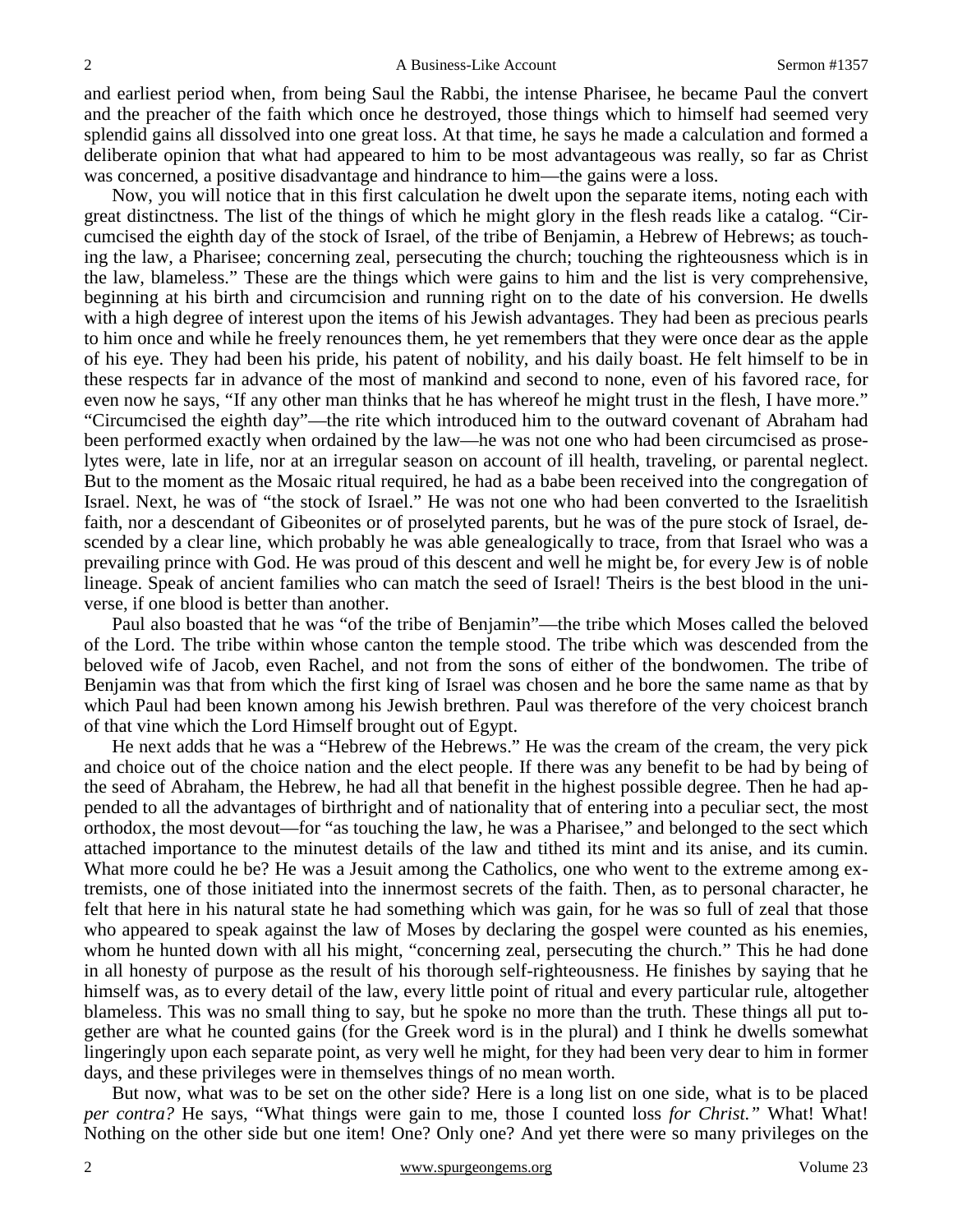and earliest period when, from being Saul the Rabbi, the intense Pharisee, he became Paul the convert and the preacher of the faith which once he destroyed, those things which to himself had seemed very splendid gains all dissolved into one great loss. At that time, he says he made a calculation and formed a deliberate opinion that what had appeared to him to be most advantageous was really, so far as Christ was concerned, a positive disadvantage and hindrance to him—the gains were a loss.

Now, you will notice that in this first calculation he dwelt upon the separate items, noting each with great distinctness. The list of the things of which he might glory in the flesh reads like a catalog. "Circumcised the eighth day of the stock of Israel, of the tribe of Benjamin, a Hebrew of Hebrews; as touching the law, a Pharisee; concerning zeal, persecuting the church; touching the righteousness which is in the law, blameless." These are the things which were gains to him and the list is very comprehensive, beginning at his birth and circumcision and running right on to the date of his conversion. He dwells with a high degree of interest upon the items of his Jewish advantages. They had been as precious pearls to him once and while he freely renounces them, he yet remembers that they were once dear as the apple of his eye. They had been his pride, his patent of nobility, and his daily boast. He felt himself to be in these respects far in advance of the most of mankind and second to none, even of his favored race, for even now he says, "If any other man thinks that he has whereof he might trust in the flesh, I have more." "Circumcised the eighth day"—the rite which introduced him to the outward covenant of Abraham had been performed exactly when ordained by the law—he was not one who had been circumcised as proselytes were, late in life, nor at an irregular season on account of ill health, traveling, or parental neglect. But to the moment as the Mosaic ritual required, he had as a babe been received into the congregation of Israel. Next, he was of "the stock of Israel." He was not one who had been converted to the Israelitish faith, nor a descendant of Gibeonites or of proselyted parents, but he was of the pure stock of Israel, descended by a clear line, which probably he was able genealogically to trace, from that Israel who was a prevailing prince with God. He was proud of this descent and well he might be, for every Jew is of noble lineage. Speak of ancient families who can match the seed of Israel! Theirs is the best blood in the universe, if one blood is better than another.

Paul also boasted that he was "of the tribe of Benjamin"—the tribe which Moses called the beloved of the Lord. The tribe within whose canton the temple stood. The tribe which was descended from the beloved wife of Jacob, even Rachel, and not from the sons of either of the bondwomen. The tribe of Benjamin was that from which the first king of Israel was chosen and he bore the same name as that by which Paul had been known among his Jewish brethren. Paul was therefore of the very choicest branch of that vine which the Lord Himself brought out of Egypt.

He next adds that he was a "Hebrew of the Hebrews." He was the cream of the cream, the very pick and choice out of the choice nation and the elect people. If there was any benefit to be had by being of the seed of Abraham, the Hebrew, he had all that benefit in the highest possible degree. Then he had appended to all the advantages of birthright and of nationality that of entering into a peculiar sect, the most orthodox, the most devout—for "as touching the law, he was a Pharisee," and belonged to the sect which attached importance to the minutest details of the law and tithed its mint and its anise, and its cumin. What more could he be? He was a Jesuit among the Catholics, one who went to the extreme among extremists, one of those initiated into the innermost secrets of the faith. Then, as to personal character, he felt that here in his natural state he had something which was gain, for he was so full of zeal that those who appeared to speak against the law of Moses by declaring the gospel were counted as his enemies, whom he hunted down with all his might, "concerning zeal, persecuting the church." This he had done in all honesty of purpose as the result of his thorough self-righteousness. He finishes by saying that he himself was, as to every detail of the law, every little point of ritual and every particular rule, altogether blameless. This was no small thing to say, but he spoke no more than the truth. These things all put together are what he counted gains (for the Greek word is in the plural) and I think he dwells somewhat lingeringly upon each separate point, as very well he might, for they had been very dear to him in former days, and these privileges were in themselves things of no mean worth.

But now, what was to be set on the other side? Here is a long list on one side, what is to be placed *per contra?* He says, "What things were gain to me, those I counted loss *for Christ."* What! What! Nothing on the other side but one item! One? Only one? And yet there were so many privileges on the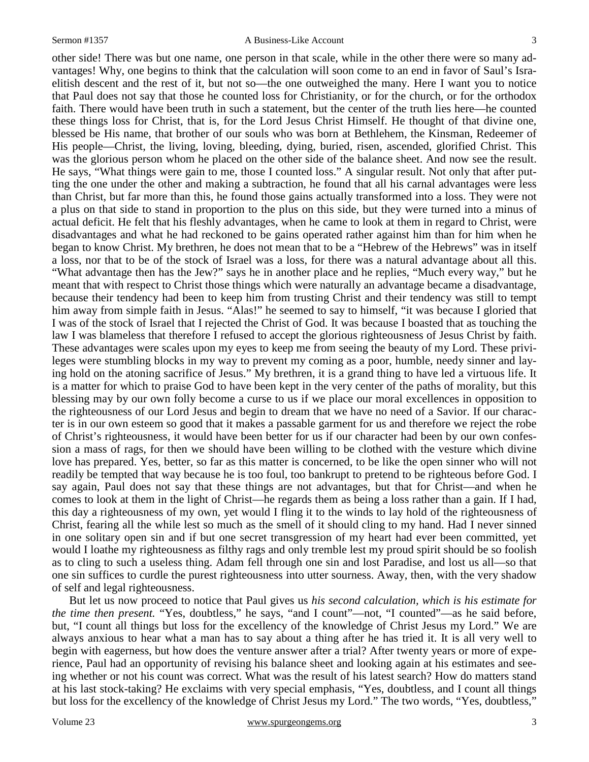other side! There was but one name, one person in that scale, while in the other there were so many advantages! Why, one begins to think that the calculation will soon come to an end in favor of Saul's Israelitish descent and the rest of it, but not so—the one outweighed the many. Here I want you to notice that Paul does not say that those he counted loss for Christianity, or for the church, or for the orthodox faith. There would have been truth in such a statement, but the center of the truth lies here—he counted these things loss for Christ, that is, for the Lord Jesus Christ Himself. He thought of that divine one, blessed be His name, that brother of our souls who was born at Bethlehem, the Kinsman, Redeemer of His people—Christ, the living, loving, bleeding, dying, buried, risen, ascended, glorified Christ. This was the glorious person whom he placed on the other side of the balance sheet. And now see the result. He says, "What things were gain to me, those I counted loss." A singular result. Not only that after putting the one under the other and making a subtraction, he found that all his carnal advantages were less than Christ, but far more than this, he found those gains actually transformed into a loss. They were not a plus on that side to stand in proportion to the plus on this side, but they were turned into a minus of actual deficit. He felt that his fleshly advantages, when he came to look at them in regard to Christ, were disadvantages and what he had reckoned to be gains operated rather against him than for him when he began to know Christ. My brethren, he does not mean that to be a "Hebrew of the Hebrews" was in itself a loss, nor that to be of the stock of Israel was a loss, for there was a natural advantage about all this. "What advantage then has the Jew?" says he in another place and he replies, "Much every way," but he meant that with respect to Christ those things which were naturally an advantage became a disadvantage, because their tendency had been to keep him from trusting Christ and their tendency was still to tempt him away from simple faith in Jesus. "Alas!" he seemed to say to himself, "it was because I gloried that I was of the stock of Israel that I rejected the Christ of God. It was because I boasted that as touching the law I was blameless that therefore I refused to accept the glorious righteousness of Jesus Christ by faith. These advantages were scales upon my eyes to keep me from seeing the beauty of my Lord. These privileges were stumbling blocks in my way to prevent my coming as a poor, humble, needy sinner and laying hold on the atoning sacrifice of Jesus." My brethren, it is a grand thing to have led a virtuous life. It is a matter for which to praise God to have been kept in the very center of the paths of morality, but this blessing may by our own folly become a curse to us if we place our moral excellences in opposition to the righteousness of our Lord Jesus and begin to dream that we have no need of a Savior. If our character is in our own esteem so good that it makes a passable garment for us and therefore we reject the robe of Christ's righteousness, it would have been better for us if our character had been by our own confession a mass of rags, for then we should have been willing to be clothed with the vesture which divine love has prepared. Yes, better, so far as this matter is concerned, to be like the open sinner who will not readily be tempted that way because he is too foul, too bankrupt to pretend to be righteous before God. I say again, Paul does not say that these things are not advantages, but that for Christ—and when he comes to look at them in the light of Christ—he regards them as being a loss rather than a gain. If I had, this day a righteousness of my own, yet would I fling it to the winds to lay hold of the righteousness of Christ, fearing all the while lest so much as the smell of it should cling to my hand. Had I never sinned in one solitary open sin and if but one secret transgression of my heart had ever been committed, yet would I loathe my righteousness as filthy rags and only tremble lest my proud spirit should be so foolish as to cling to such a useless thing. Adam fell through one sin and lost Paradise, and lost us all—so that one sin suffices to curdle the purest righteousness into utter sourness. Away, then, with the very shadow of self and legal righteousness.

But let us now proceed to notice that Paul gives us *his second calculation, which is his estimate for the time then present.* "Yes, doubtless," he says, "and I count"—not, "I counted"—as he said before, but, "I count all things but loss for the excellency of the knowledge of Christ Jesus my Lord." We are always anxious to hear what a man has to say about a thing after he has tried it. It is all very well to begin with eagerness, but how does the venture answer after a trial? After twenty years or more of experience, Paul had an opportunity of revising his balance sheet and looking again at his estimates and seeing whether or not his count was correct. What was the result of his latest search? How do matters stand at his last stock-taking? He exclaims with very special emphasis, "Yes, doubtless, and I count all things but loss for the excellency of the knowledge of Christ Jesus my Lord." The two words, "Yes, doubtless,"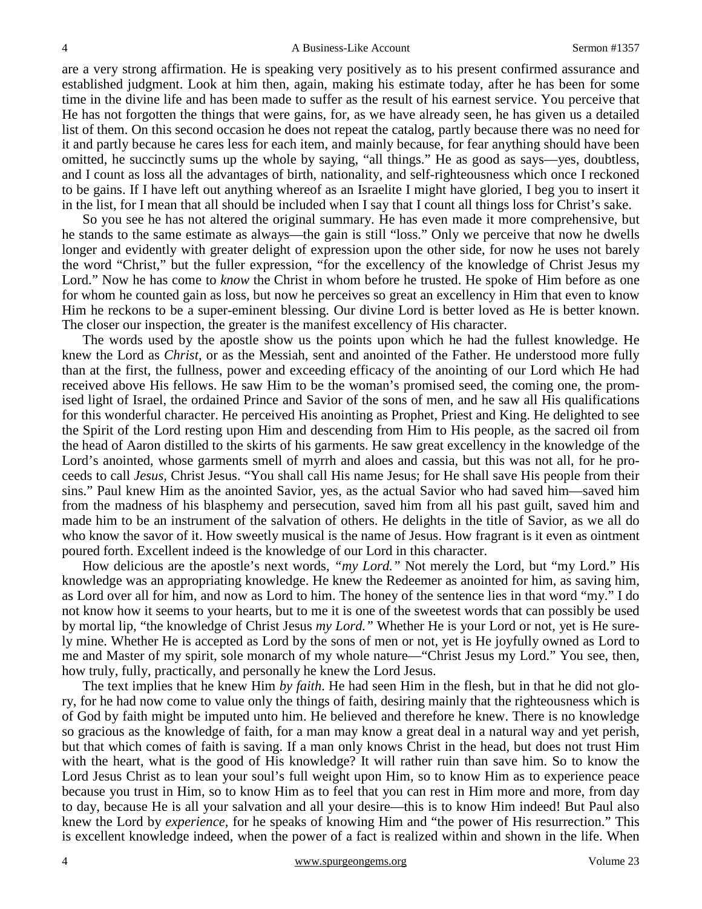are a very strong affirmation. He is speaking very positively as to his present confirmed assurance and established judgment. Look at him then, again, making his estimate today, after he has been for some time in the divine life and has been made to suffer as the result of his earnest service. You perceive that He has not forgotten the things that were gains, for, as we have already seen, he has given us a detailed list of them. On this second occasion he does not repeat the catalog, partly because there was no need for it and partly because he cares less for each item, and mainly because, for fear anything should have been omitted, he succinctly sums up the whole by saying, "all things." He as good as says—yes, doubtless, and I count as loss all the advantages of birth, nationality, and self-righteousness which once I reckoned to be gains. If I have left out anything whereof as an Israelite I might have gloried, I beg you to insert it in the list, for I mean that all should be included when I say that I count all things loss for Christ's sake.

So you see he has not altered the original summary. He has even made it more comprehensive, but he stands to the same estimate as always—the gain is still "loss." Only we perceive that now he dwells longer and evidently with greater delight of expression upon the other side, for now he uses not barely the word "Christ," but the fuller expression, "for the excellency of the knowledge of Christ Jesus my Lord." Now he has come to *know* the Christ in whom before he trusted. He spoke of Him before as one for whom he counted gain as loss, but now he perceives so great an excellency in Him that even to know Him he reckons to be a super-eminent blessing. Our divine Lord is better loved as He is better known. The closer our inspection, the greater is the manifest excellency of His character.

The words used by the apostle show us the points upon which he had the fullest knowledge. He knew the Lord as *Christ,* or as the Messiah, sent and anointed of the Father. He understood more fully than at the first, the fullness, power and exceeding efficacy of the anointing of our Lord which He had received above His fellows. He saw Him to be the woman's promised seed, the coming one, the promised light of Israel, the ordained Prince and Savior of the sons of men, and he saw all His qualifications for this wonderful character. He perceived His anointing as Prophet, Priest and King. He delighted to see the Spirit of the Lord resting upon Him and descending from Him to His people, as the sacred oil from the head of Aaron distilled to the skirts of his garments. He saw great excellency in the knowledge of the Lord's anointed, whose garments smell of myrrh and aloes and cassia, but this was not all, for he proceeds to call *Jesus,* Christ Jesus. "You shall call His name Jesus; for He shall save His people from their sins." Paul knew Him as the anointed Savior, yes, as the actual Savior who had saved him—saved him from the madness of his blasphemy and persecution, saved him from all his past guilt, saved him and made him to be an instrument of the salvation of others. He delights in the title of Savior, as we all do who know the savor of it. How sweetly musical is the name of Jesus. How fragrant is it even as ointment poured forth. Excellent indeed is the knowledge of our Lord in this character.

How delicious are the apostle's next words, *"my Lord."* Not merely the Lord, but "my Lord." His knowledge was an appropriating knowledge. He knew the Redeemer as anointed for him, as saving him, as Lord over all for him, and now as Lord to him. The honey of the sentence lies in that word "my." I do not know how it seems to your hearts, but to me it is one of the sweetest words that can possibly be used by mortal lip, "the knowledge of Christ Jesus *my Lord."* Whether He is your Lord or not, yet is He surely mine. Whether He is accepted as Lord by the sons of men or not, yet is He joyfully owned as Lord to me and Master of my spirit, sole monarch of my whole nature—"Christ Jesus my Lord." You see, then, how truly, fully, practically, and personally he knew the Lord Jesus.

The text implies that he knew Him *by faith*. He had seen Him in the flesh, but in that he did not glory, for he had now come to value only the things of faith, desiring mainly that the righteousness which is of God by faith might be imputed unto him. He believed and therefore he knew. There is no knowledge so gracious as the knowledge of faith, for a man may know a great deal in a natural way and yet perish, but that which comes of faith is saving. If a man only knows Christ in the head, but does not trust Him with the heart, what is the good of His knowledge? It will rather ruin than save him. So to know the Lord Jesus Christ as to lean your soul's full weight upon Him, so to know Him as to experience peace because you trust in Him, so to know Him as to feel that you can rest in Him more and more, from day to day, because He is all your salvation and all your desire—this is to know Him indeed! But Paul also knew the Lord by *experience,* for he speaks of knowing Him and "the power of His resurrection." This is excellent knowledge indeed, when the power of a fact is realized within and shown in the life. When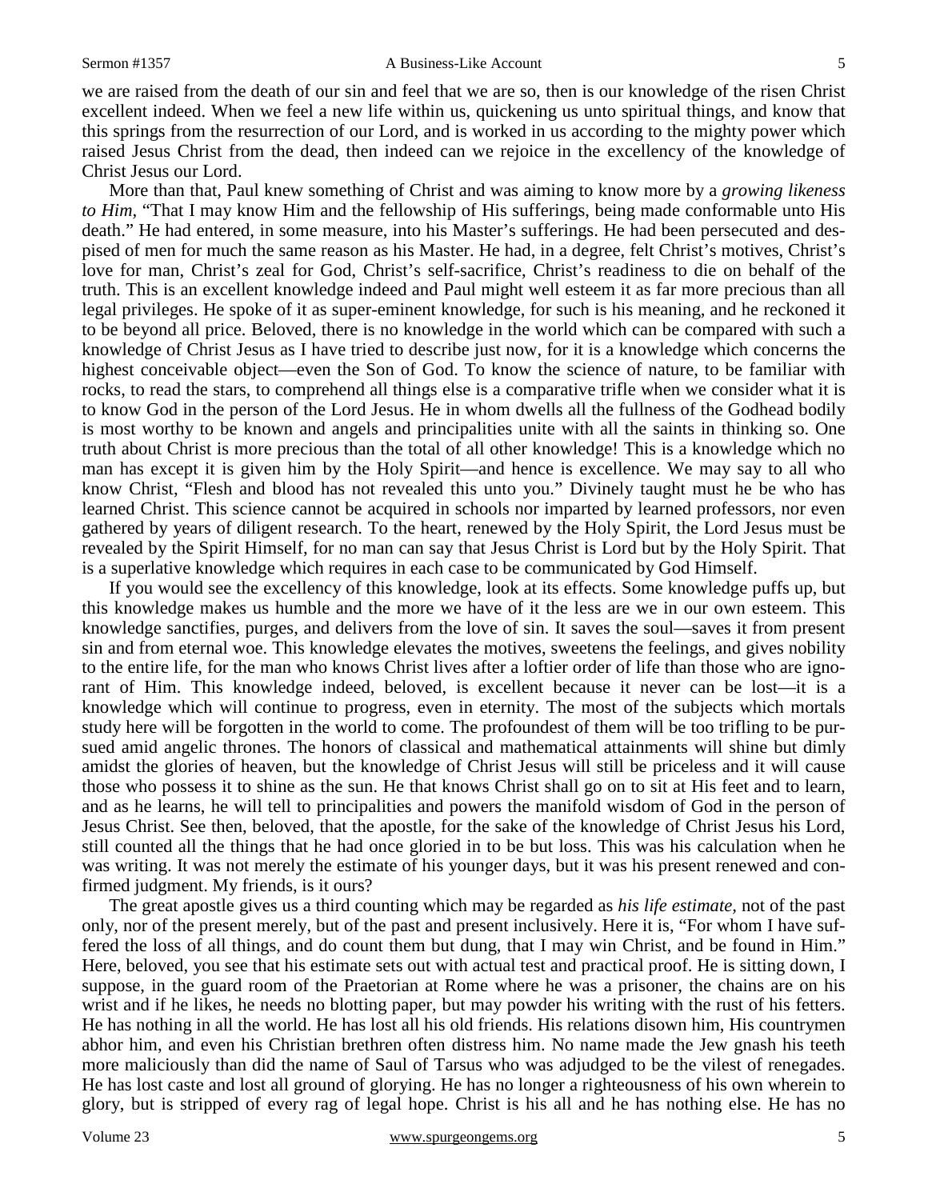we are raised from the death of our sin and feel that we are so, then is our knowledge of the risen Christ excellent indeed. When we feel a new life within us, quickening us unto spiritual things, and know that this springs from the resurrection of our Lord, and is worked in us according to the mighty power which raised Jesus Christ from the dead, then indeed can we rejoice in the excellency of the knowledge of Christ Jesus our Lord.

More than that, Paul knew something of Christ and was aiming to know more by a *growing likeness to Him,* "That I may know Him and the fellowship of His sufferings, being made conformable unto His death." He had entered, in some measure, into his Master's sufferings. He had been persecuted and despised of men for much the same reason as his Master. He had, in a degree, felt Christ's motives, Christ's love for man, Christ's zeal for God, Christ's self-sacrifice, Christ's readiness to die on behalf of the truth. This is an excellent knowledge indeed and Paul might well esteem it as far more precious than all legal privileges. He spoke of it as super-eminent knowledge, for such is his meaning, and he reckoned it to be beyond all price. Beloved, there is no knowledge in the world which can be compared with such a knowledge of Christ Jesus as I have tried to describe just now, for it is a knowledge which concerns the highest conceivable object—even the Son of God. To know the science of nature, to be familiar with rocks, to read the stars, to comprehend all things else is a comparative trifle when we consider what it is to know God in the person of the Lord Jesus. He in whom dwells all the fullness of the Godhead bodily is most worthy to be known and angels and principalities unite with all the saints in thinking so. One truth about Christ is more precious than the total of all other knowledge! This is a knowledge which no man has except it is given him by the Holy Spirit—and hence is excellence. We may say to all who know Christ, "Flesh and blood has not revealed this unto you." Divinely taught must he be who has learned Christ. This science cannot be acquired in schools nor imparted by learned professors, nor even gathered by years of diligent research. To the heart, renewed by the Holy Spirit, the Lord Jesus must be revealed by the Spirit Himself, for no man can say that Jesus Christ is Lord but by the Holy Spirit. That is a superlative knowledge which requires in each case to be communicated by God Himself.

If you would see the excellency of this knowledge, look at its effects. Some knowledge puffs up, but this knowledge makes us humble and the more we have of it the less are we in our own esteem. This knowledge sanctifies, purges, and delivers from the love of sin. It saves the soul—saves it from present sin and from eternal woe. This knowledge elevates the motives, sweetens the feelings, and gives nobility to the entire life, for the man who knows Christ lives after a loftier order of life than those who are ignorant of Him. This knowledge indeed, beloved, is excellent because it never can be lost—it is a knowledge which will continue to progress, even in eternity. The most of the subjects which mortals study here will be forgotten in the world to come. The profoundest of them will be too trifling to be pursued amid angelic thrones. The honors of classical and mathematical attainments will shine but dimly amidst the glories of heaven, but the knowledge of Christ Jesus will still be priceless and it will cause those who possess it to shine as the sun. He that knows Christ shall go on to sit at His feet and to learn, and as he learns, he will tell to principalities and powers the manifold wisdom of God in the person of Jesus Christ. See then, beloved, that the apostle, for the sake of the knowledge of Christ Jesus his Lord, still counted all the things that he had once gloried in to be but loss. This was his calculation when he was writing. It was not merely the estimate of his younger days, but it was his present renewed and confirmed judgment. My friends, is it ours?

The great apostle gives us a third counting which may be regarded as *his life estimate,* not of the past only, nor of the present merely, but of the past and present inclusively. Here it is, "For whom I have suffered the loss of all things, and do count them but dung, that I may win Christ, and be found in Him." Here, beloved, you see that his estimate sets out with actual test and practical proof. He is sitting down, I suppose, in the guard room of the Praetorian at Rome where he was a prisoner, the chains are on his wrist and if he likes, he needs no blotting paper, but may powder his writing with the rust of his fetters. He has nothing in all the world. He has lost all his old friends. His relations disown him, His countrymen abhor him, and even his Christian brethren often distress him. No name made the Jew gnash his teeth more maliciously than did the name of Saul of Tarsus who was adjudged to be the vilest of renegades. He has lost caste and lost all ground of glorying. He has no longer a righteousness of his own wherein to glory, but is stripped of every rag of legal hope. Christ is his all and he has nothing else. He has no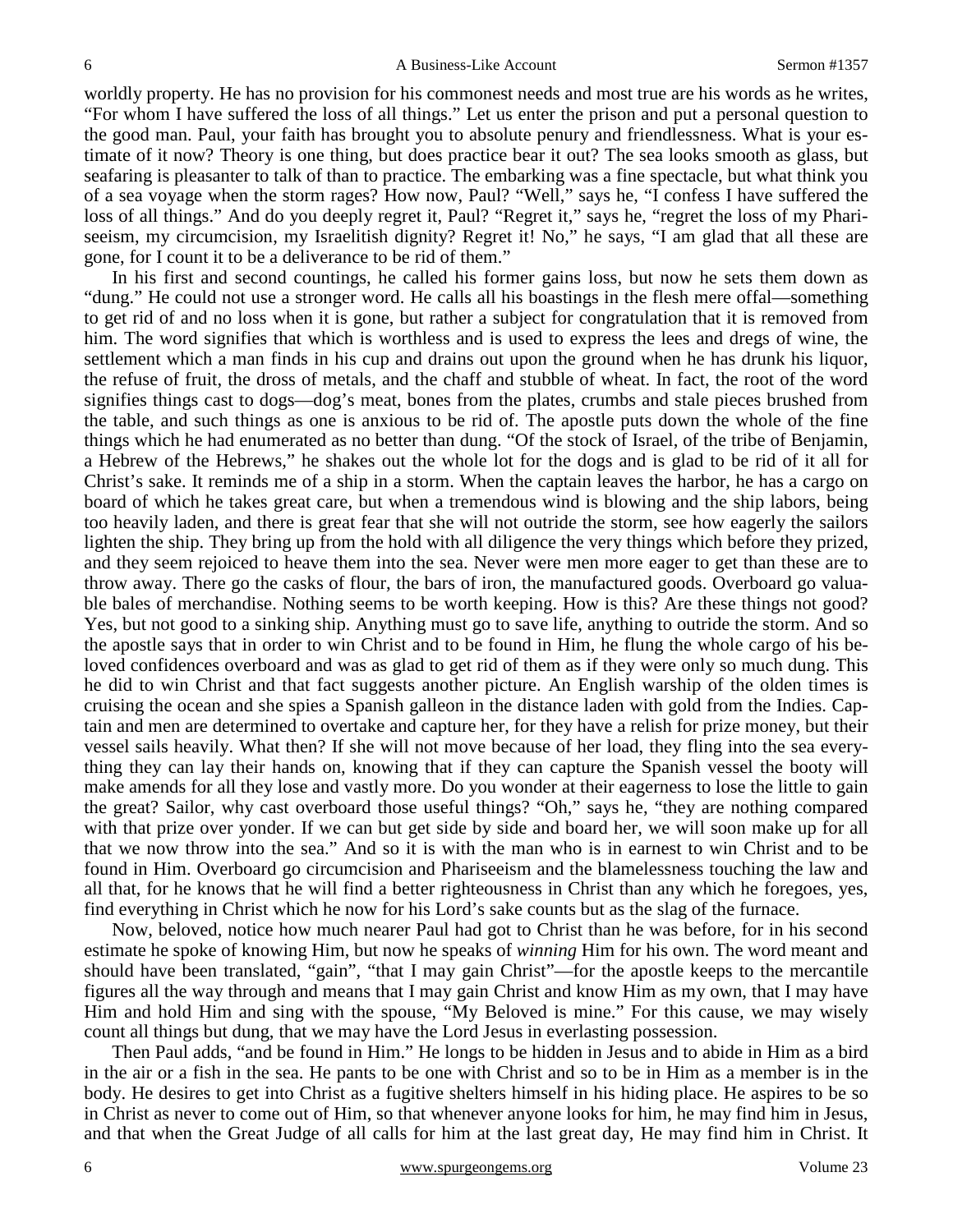worldly property. He has no provision for his commonest needs and most true are his words as he writes, "For whom I have suffered the loss of all things." Let us enter the prison and put a personal question to the good man. Paul, your faith has brought you to absolute penury and friendlessness. What is your estimate of it now? Theory is one thing, but does practice bear it out? The sea looks smooth as glass, but seafaring is pleasanter to talk of than to practice. The embarking was a fine spectacle, but what think you of a sea voyage when the storm rages? How now, Paul? "Well," says he, "I confess I have suffered the loss of all things." And do you deeply regret it, Paul? "Regret it," says he, "regret the loss of my Phariseeism, my circumcision, my Israelitish dignity? Regret it! No," he says, "I am glad that all these are gone, for I count it to be a deliverance to be rid of them."

In his first and second countings, he called his former gains loss, but now he sets them down as "dung." He could not use a stronger word. He calls all his boastings in the flesh mere offal—something to get rid of and no loss when it is gone, but rather a subject for congratulation that it is removed from him. The word signifies that which is worthless and is used to express the lees and dregs of wine, the settlement which a man finds in his cup and drains out upon the ground when he has drunk his liquor, the refuse of fruit, the dross of metals, and the chaff and stubble of wheat. In fact, the root of the word signifies things cast to dogs—dog's meat, bones from the plates, crumbs and stale pieces brushed from the table, and such things as one is anxious to be rid of. The apostle puts down the whole of the fine things which he had enumerated as no better than dung. "Of the stock of Israel, of the tribe of Benjamin, a Hebrew of the Hebrews," he shakes out the whole lot for the dogs and is glad to be rid of it all for Christ's sake. It reminds me of a ship in a storm. When the captain leaves the harbor, he has a cargo on board of which he takes great care, but when a tremendous wind is blowing and the ship labors, being too heavily laden, and there is great fear that she will not outride the storm, see how eagerly the sailors lighten the ship. They bring up from the hold with all diligence the very things which before they prized, and they seem rejoiced to heave them into the sea. Never were men more eager to get than these are to throw away. There go the casks of flour, the bars of iron, the manufactured goods. Overboard go valuable bales of merchandise. Nothing seems to be worth keeping. How is this? Are these things not good? Yes, but not good to a sinking ship. Anything must go to save life, anything to outride the storm. And so the apostle says that in order to win Christ and to be found in Him, he flung the whole cargo of his beloved confidences overboard and was as glad to get rid of them as if they were only so much dung. This he did to win Christ and that fact suggests another picture. An English warship of the olden times is cruising the ocean and she spies a Spanish galleon in the distance laden with gold from the Indies. Captain and men are determined to overtake and capture her, for they have a relish for prize money, but their vessel sails heavily. What then? If she will not move because of her load, they fling into the sea everything they can lay their hands on, knowing that if they can capture the Spanish vessel the booty will make amends for all they lose and vastly more. Do you wonder at their eagerness to lose the little to gain the great? Sailor, why cast overboard those useful things? "Oh," says he, "they are nothing compared with that prize over yonder. If we can but get side by side and board her, we will soon make up for all that we now throw into the sea." And so it is with the man who is in earnest to win Christ and to be found in Him. Overboard go circumcision and Phariseeism and the blamelessness touching the law and all that, for he knows that he will find a better righteousness in Christ than any which he foregoes, yes, find everything in Christ which he now for his Lord's sake counts but as the slag of the furnace.

Now, beloved, notice how much nearer Paul had got to Christ than he was before, for in his second estimate he spoke of knowing Him, but now he speaks of *winning* Him for his own. The word meant and should have been translated, "gain", "that I may gain Christ"—for the apostle keeps to the mercantile figures all the way through and means that I may gain Christ and know Him as my own, that I may have Him and hold Him and sing with the spouse, "My Beloved is mine." For this cause, we may wisely count all things but dung, that we may have the Lord Jesus in everlasting possession.

Then Paul adds, "and be found in Him." He longs to be hidden in Jesus and to abide in Him as a bird in the air or a fish in the sea. He pants to be one with Christ and so to be in Him as a member is in the body. He desires to get into Christ as a fugitive shelters himself in his hiding place. He aspires to be so in Christ as never to come out of Him, so that whenever anyone looks for him, he may find him in Jesus, and that when the Great Judge of all calls for him at the last great day, He may find him in Christ. It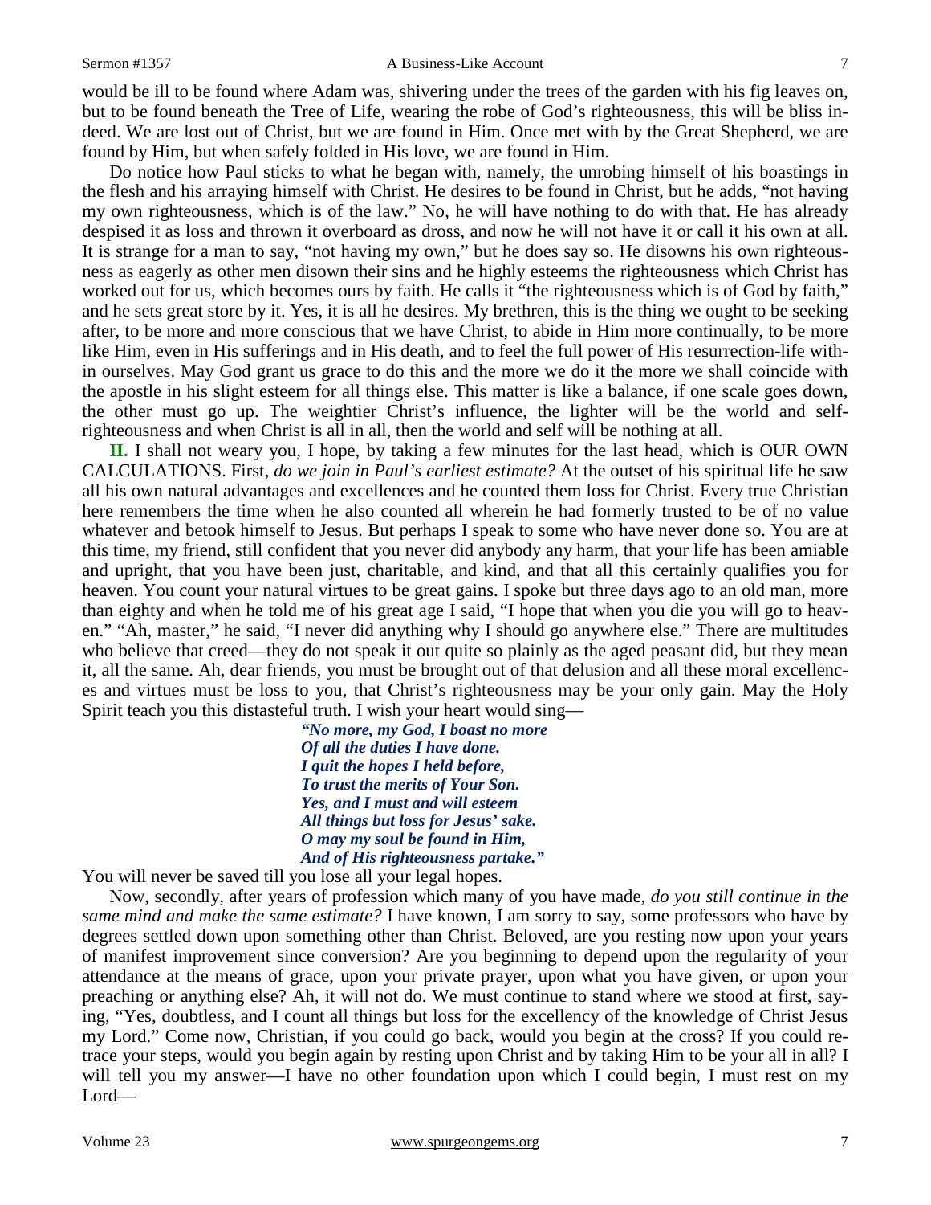would be ill to be found where Adam was, shivering under the trees of the garden with his fig leaves on, but to be found beneath the Tree of Life, wearing the robe of God's righteousness, this will be bliss indeed. We are lost out of Christ, but we are found in Him. Once met with by the Great Shepherd, we are found by Him, but when safely folded in His love, we are found in Him.

Do notice how Paul sticks to what he began with, namely, the unrobing himself of his boastings in the flesh and his arraying himself with Christ. He desires to be found in Christ, but he adds, "not having my own righteousness, which is of the law." No, he will have nothing to do with that. He has already despised it as loss and thrown it overboard as dross, and now he will not have it or call it his own at all. It is strange for a man to say, "not having my own," but he does say so. He disowns his own righteousness as eagerly as other men disown their sins and he highly esteems the righteousness which Christ has worked out for us, which becomes ours by faith. He calls it "the righteousness which is of God by faith," and he sets great store by it. Yes, it is all he desires. My brethren, this is the thing we ought to be seeking after, to be more and more conscious that we have Christ, to abide in Him more continually, to be more like Him, even in His sufferings and in His death, and to feel the full power of His resurrection-life within ourselves. May God grant us grace to do this and the more we do it the more we shall coincide with the apostle in his slight esteem for all things else. This matter is like a balance, if one scale goes down, the other must go up. The weightier Christ's influence, the lighter will be the world and self-righteousness and when Christ is all in all, then the world and self will be nothing at all.

**II.** I shall not weary you, I hope, by taking a few minutes for the last head, which is OUR OWN CALCULATIONS. First, *do we join in Paul's earliest estimate?* At the outset of his spiritual life he saw all his own natural advantages and excellences and he counted them loss for Christ. Every true Christian here remembers the time when he also counted all wherein he had formerly trusted to be of no value whatever and betook himself to Jesus. But perhaps I speak to some who have never done so. You are at this time, my friend, still confident that you never did anybody any harm, that your life has been amiable and upright, that you have been just, charitable, and kind, and that all this certainly qualifies you for heaven. You count your natural virtues to be great gains. I spoke but three days ago to an old man, more than eighty and when he told me of his great age I said, "I hope that when you die you will go to heaven." "Ah, master," he said, "I never did anything why I should go anywhere else." There are multitudes who believe that creed—they do not speak it out quite so plainly as the aged peasant did, but they mean it, all the same. Ah, dear friends, you must be brought out of that delusion and all these moral excellences and virtues must be loss to you, that Christ's righteousness may be your only gain. May the Holy Spirit teach you this distasteful truth. I wish your heart would sing—

> ***"No more, my God, I boast no more***
> ***Of all the duties I have done.***
> ***I quit the hopes I held before,***
> ***To trust the merits of Your Son.***
> ***Yes, and I must and will esteem***
> ***All things but loss for Jesus' sake.***
> ***O may my soul be found in Him,***
> ***And of His righteousness partake."***

You will never be saved till you lose all your legal hopes.

Now, secondly, after years of profession which many of you have made, *do you still continue in the same mind and make the same estimate?* I have known, I am sorry to say, some professors who have by degrees settled down upon something other than Christ. Beloved, are you resting now upon your years of manifest improvement since conversion? Are you beginning to depend upon the regularity of your attendance at the means of grace, upon your private prayer, upon what you have given, or upon your preaching or anything else? Ah, it will not do. We must continue to stand where we stood at first, saying, "Yes, doubtless, and I count all things but loss for the excellency of the knowledge of Christ Jesus my Lord." Come now, Christian, if you could go back, would you begin at the cross? If you could retrace your steps, would you begin again by resting upon Christ and by taking Him to be your all in all? I will tell you my answer—I have no other foundation upon which I could begin, I must rest on my Lord—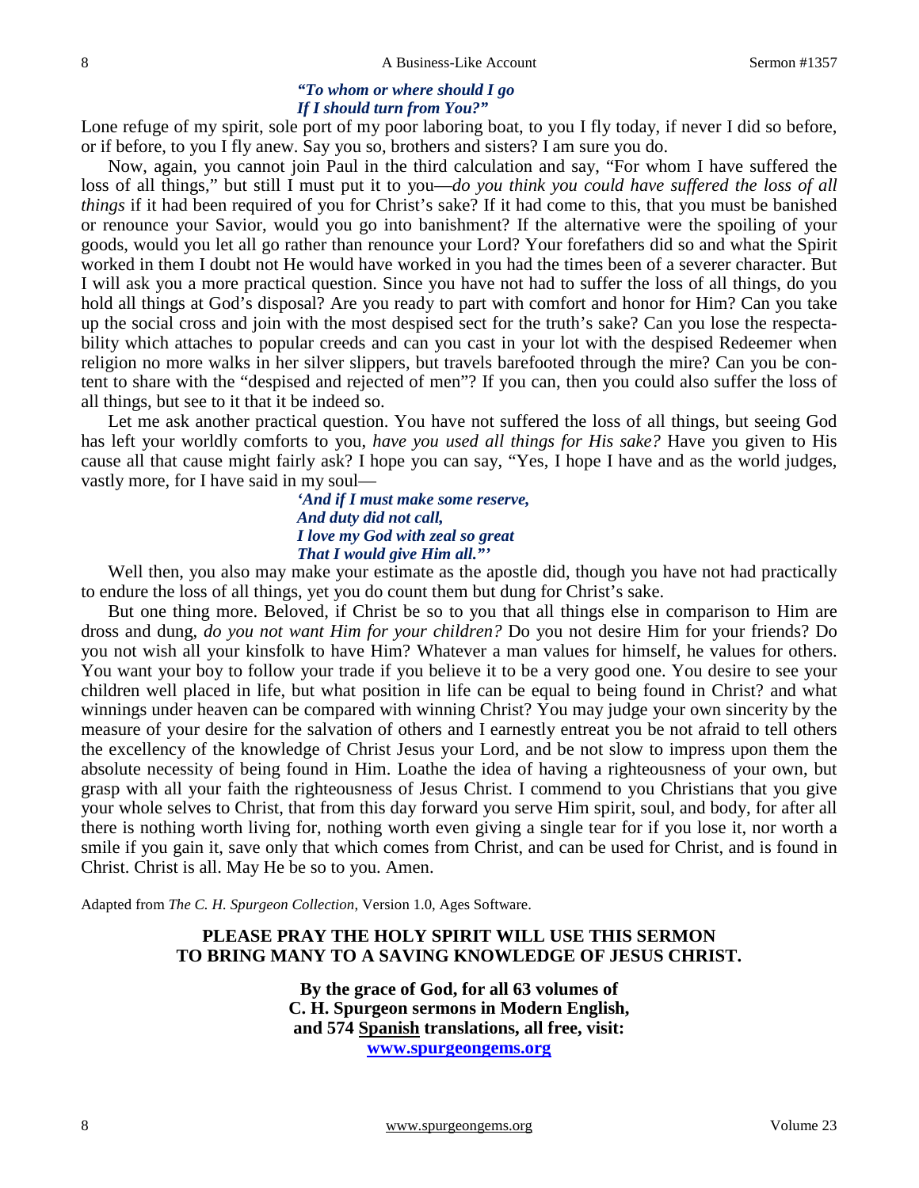***"To whom or where should I go***
***If I should turn from You?"***

Lone refuge of my spirit, sole port of my poor laboring boat, to you I fly today, if never I did so before, or if before, to you I fly anew. Say you so, brothers and sisters? I am sure you do.

Now, again, you cannot join Paul in the third calculation and say, "For whom I have suffered the loss of all things," but still I must put it to you—*do you think you could have suffered the loss of all things* if it had been required of you for Christ's sake? If it had come to this, that you must be banished or renounce your Savior, would you go into banishment? If the alternative were the spoiling of your goods, would you let all go rather than renounce your Lord? Your forefathers did so and what the Spirit worked in them I doubt not He would have worked in you had the times been of a severer character. But I will ask you a more practical question. Since you have not had to suffer the loss of all things, do you hold all things at God's disposal? Are you ready to part with comfort and honor for Him? Can you take up the social cross and join with the most despised sect for the truth's sake? Can you lose the respectability which attaches to popular creeds and can you cast in your lot with the despised Redeemer when religion no more walks in her silver slippers, but travels barefooted through the mire? Can you be content to share with the "despised and rejected of men"? If you can, then you could also suffer the loss of all things, but see to it that it be indeed so.

Let me ask another practical question. You have not suffered the loss of all things, but seeing God has left your worldly comforts to you, *have you used all things for His sake?* Have you given to His cause all that cause might fairly ask? I hope you can say, "Yes, I hope I have and as the world judges, vastly more, for I have said in my soul—

***'And if I must make some reserve,***
***And duty did not call,***
***I love my God with zeal so great***
***That I would give Him all."'***

Well then, you also may make your estimate as the apostle did, though you have not had practically to endure the loss of all things, yet you do count them but dung for Christ's sake.

But one thing more. Beloved, if Christ be so to you that all things else in comparison to Him are dross and dung, *do you not want Him for your children?* Do you not desire Him for your friends? Do you not wish all your kinsfolk to have Him? Whatever a man values for himself, he values for others. You want your boy to follow your trade if you believe it to be a very good one. You desire to see your children well placed in life, but what position in life can be equal to being found in Christ? and what winnings under heaven can be compared with winning Christ? You may judge your own sincerity by the measure of your desire for the salvation of others and I earnestly entreat you be not afraid to tell others the excellency of the knowledge of Christ Jesus your Lord, and be not slow to impress upon them the absolute necessity of being found in Him. Loathe the idea of having a righteousness of your own, but grasp with all your faith the righteousness of Jesus Christ. I commend to you Christians that you give your whole selves to Christ, that from this day forward you serve Him spirit, soul, and body, for after all there is nothing worth living for, nothing worth even giving a single tear for if you lose it, nor worth a smile if you gain it, save only that which comes from Christ, and can be used for Christ, and is found in Christ. Christ is all. May He be so to you. Amen.

Adapted from *The C. H. Spurgeon Collection*, Version 1.0, Ages Software.

**PLEASE PRAY THE HOLY SPIRIT WILL USE THIS SERMON TO BRING MANY TO A SAVING KNOWLEDGE OF JESUS CHRIST.**

**By the grace of God, for all 63 volumes of C. H. Spurgeon sermons in Modern English, and 574 Spanish translations, all free, visit: www.spurgeongems.org**